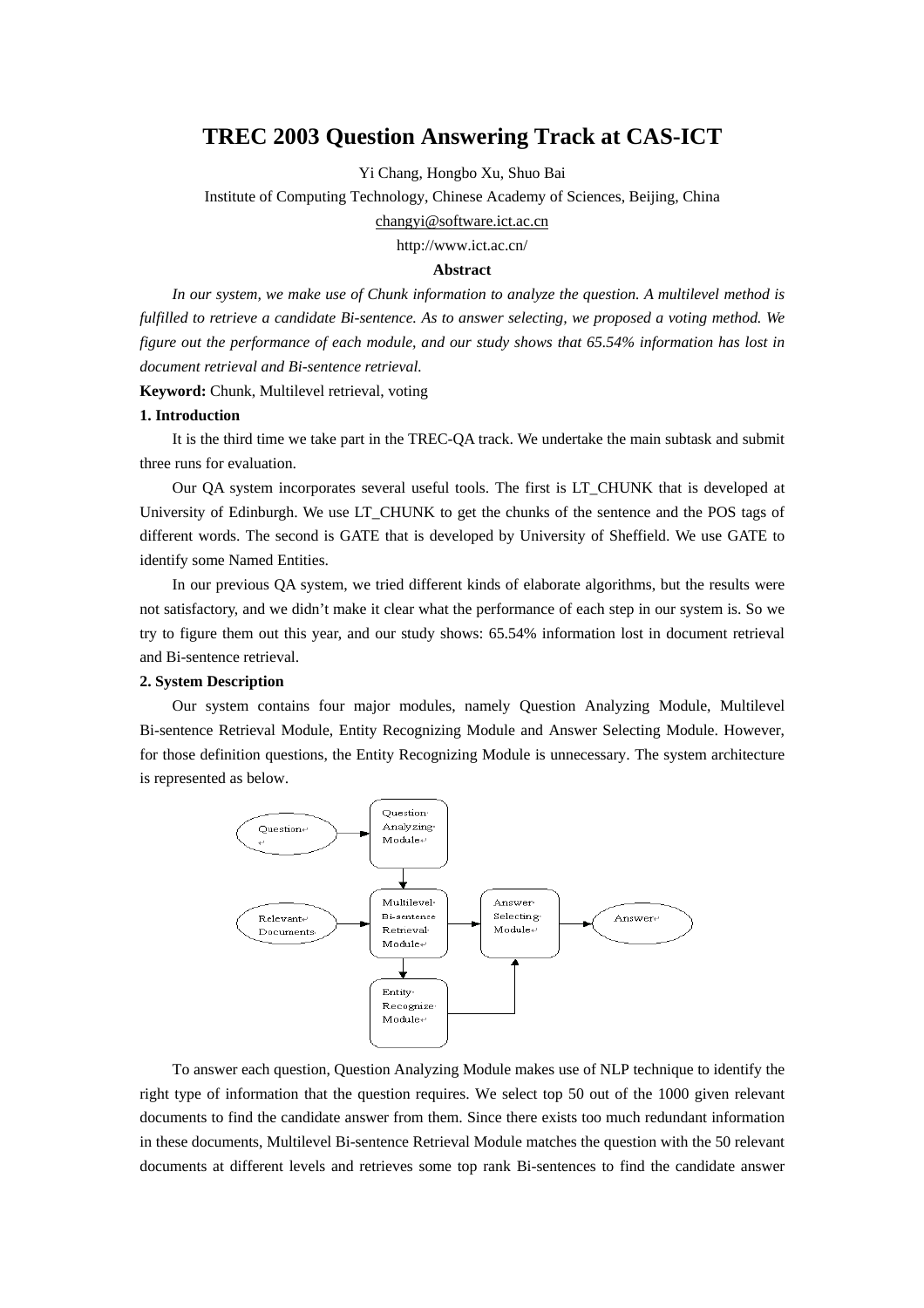# TREC 2003 Question Answering Track at CAS-ICT

Yi Chang, Hongbo Xu, Shuo Bai

Institute of Computing Technology, Chinese Academy of Sciences, Beijing, China

changyi@software.ict.ac.cn

http://www.ict.ac.cn/

**Abstract**

*In our system, we make use of Chunk information to analyze the question. A multilevel method is fulfilled to retrieve a candidate Bi-sentence. As to answer selecting, we proposed a voting method. We figure out the performance of each module, and our study shows that 65.54% information has lost in document retrieval and Bi-sentence retrieval.*

**Keyword:** Chunk, Multilevel retrieval, voting

## 1. Introduction

It is the third time we take part in the TREC-QA track. We undertake the main subtask and submit three runs for evaluation.

Our QA system incorporates several useful tools. The first is LT_CHUNK that is developed at University of Edinburgh. We use LT_CHUNK to get the chunks of the sentence and the POS tags of different words. The second is GATE that is developed by University of Sheffield. We use GATE to identify some Named Entities.

In our previous QA system, we tried different kinds of elaborate algorithms, but the results were not satisfactory, and we didn't make it clear what the performance of each step in our system is. So we try to figure them out this year, and our study shows: 65.54% information lost in document retrieval and Bi-sentence retrieval.

## 2. System Description

Our system contains four major modules, namely Question Analyzing Module, Multilevel Bi-sentence Retrieval Module, Entity Recognizing Module and Answer Selecting Module. However, for those definition questions, the Entity Recognizing Module is unnecessary. The system architecture is represented as below.

To answer each question, Question Analyzing Module makes use of NLP technique to identify the right type of information that the question requires. We select top 50 out of the 1000 given relevant documents to find the candidate answer from them. Since there exists too much redundant information in these documents, Multilevel Bi-sentence Retrieval Module matches the question with the 50 relevant documents at different levels and retrieves some top rank Bi-sentences to find the candidate answer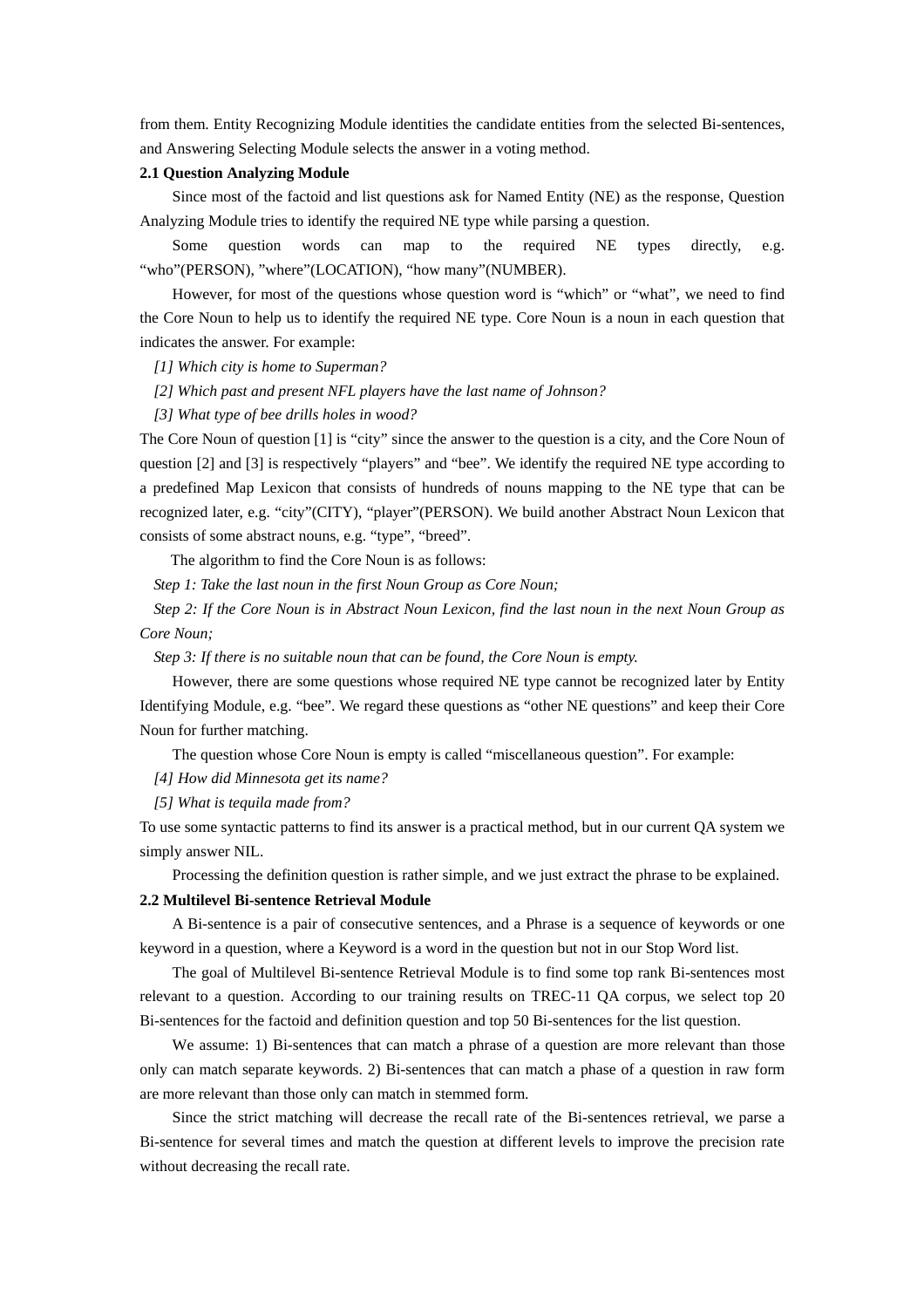from them. Entity Recognizing Module identities the candidate entities from the selected Bi-sentences, and Answering Selecting Module selects the answer in a voting method.

### 2.1 Question Analyzing Module

Since most of the factoid and list questions ask for Named Entity (NE) as the response, Question Analyzing Module tries to identify the required NE type while parsing a question.

Some question words can map to the required NE types directly, e.g. “who”(PERSON), ”where”(LOCATION), “how many”(NUMBER).

However, for most of the questions whose question word is “which” or “what”, we need to find the Core Noun to help us to identify the required NE type. Core Noun is a noun in each question that indicates the answer. For example:

*[1] Which city is home to Superman?*

*[2] Which past and present NFL players have the last name of Johnson?*

*[3] What type of bee drills holes in wood?*

The Core Noun of question [1] is “city” since the answer to the question is a city, and the Core Noun of question [2] and [3] is respectively “players” and “bee”. We identify the required NE type according to a predefined Map Lexicon that consists of hundreds of nouns mapping to the NE type that can be recognized later, e.g. “city”(CITY), “player”(PERSON). We build another Abstract Noun Lexicon that consists of some abstract nouns, e.g. “type”, “breed”.

The algorithm to find the Core Noun is as follows:

*Step 1: Take the last noun in the first Noun Group as Core Noun;*

*Step 2: If the Core Noun is in Abstract Noun Lexicon, find the last noun in the next Noun Group as Core Noun;*

*Step 3: If there is no suitable noun that can be found, the Core Noun is empty.*

However, there are some questions whose required NE type cannot be recognized later by Entity Identifying Module, e.g. “bee”. We regard these questions as “other NE questions” and keep their Core Noun for further matching.

The question whose Core Noun is empty is called “miscellaneous question”. For example:

*[4] How did Minnesota get its name?*

*[5] What is tequila made from?*

To use some syntactic patterns to find its answer is a practical method, but in our current QA system we simply answer NIL.

Processing the definition question is rather simple, and we just extract the phrase to be explained.

### 2.2 Multilevel Bi-sentence Retrieval Module

A Bi-sentence is a pair of consecutive sentences, and a Phrase is a sequence of keywords or one keyword in a question, where a Keyword is a word in the question but not in our Stop Word list.

The goal of Multilevel Bi-sentence Retrieval Module is to find some top rank Bi-sentences most relevant to a question. According to our training results on TREC-11 QA corpus, we select top 20 Bi-sentences for the factoid and definition question and top 50 Bi-sentences for the list question.

We assume: 1) Bi-sentences that can match a phrase of a question are more relevant than those only can match separate keywords. 2) Bi-sentences that can match a phase of a question in raw form are more relevant than those only can match in stemmed form.

Since the strict matching will decrease the recall rate of the Bi-sentences retrieval, we parse a Bi-sentence for several times and match the question at different levels to improve the precision rate without decreasing the recall rate.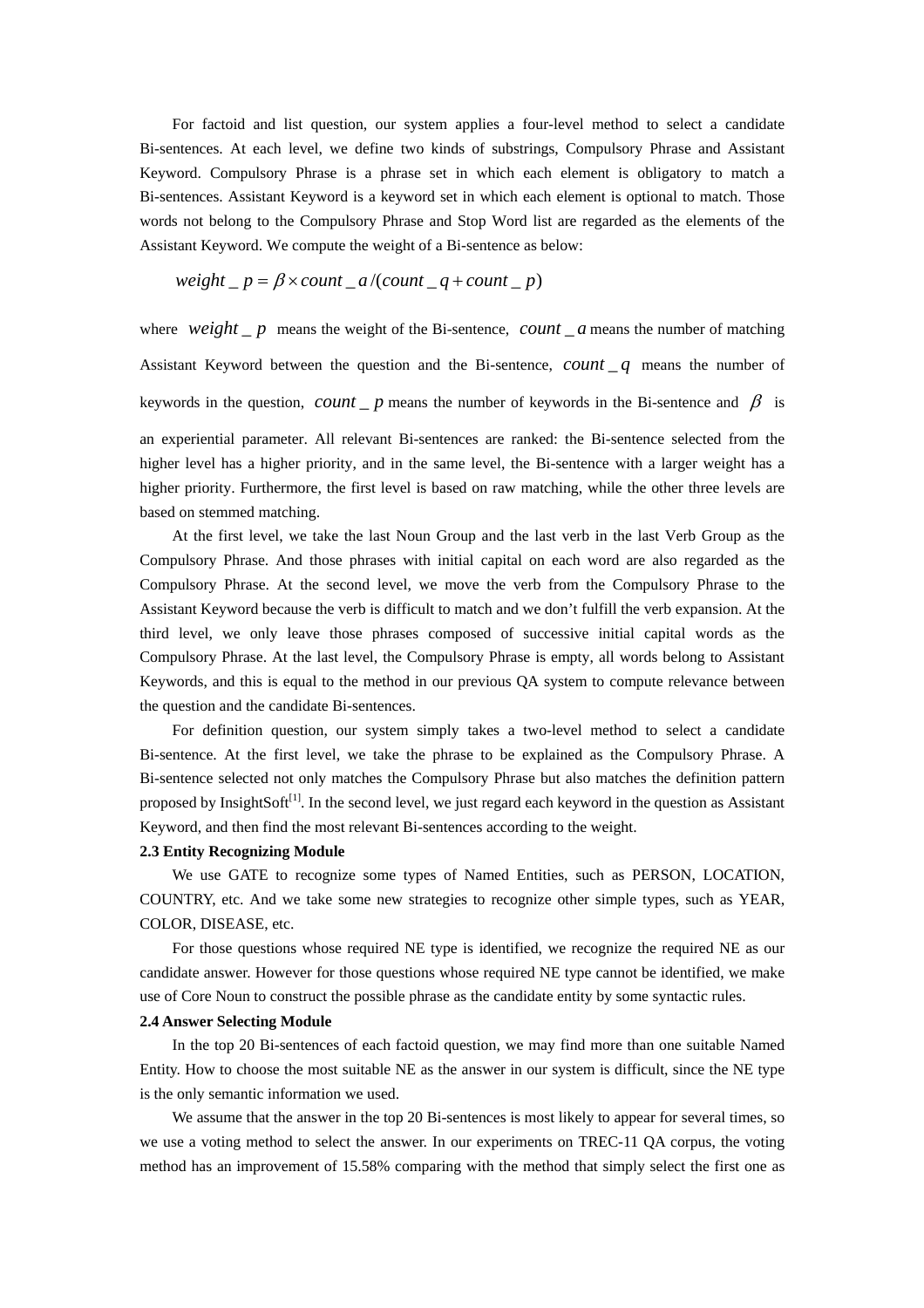For factoid and list question, our system applies a four-level method to select a candidate Bi-sentences. At each level, we define two kinds of substrings, Compulsory Phrase and Assistant Keyword. Compulsory Phrase is a phrase set in which each element is obligatory to match a Bi-sentences. Assistant Keyword is a keyword set in which each element is optional to match. Those words not belong to the Compulsory Phrase and Stop Word list are regarded as the elements of the Assistant Keyword. We compute the weight of a Bi-sentence as below:

$$weight\_p = \beta \times count\_a / (count\_q + count\_p)$$

where $weight\_p$ means the weight of the Bi-sentence, $count\_a$ means the number of matching Assistant Keyword between the question and the Bi-sentence, $count\_q$ means the number of keywords in the question, $count\_p$ means the number of keywords in the Bi-sentence and $\beta$ is an experiential parameter. All relevant Bi-sentences are ranked: the Bi-sentence selected from the higher level has a higher priority, and in the same level, the Bi-sentence with a larger weight has a higher priority. Furthermore, the first level is based on raw matching, while the other three levels are based on stemmed matching.

At the first level, we take the last Noun Group and the last verb in the last Verb Group as the Compulsory Phrase. And those phrases with initial capital on each word are also regarded as the Compulsory Phrase. At the second level, we move the verb from the Compulsory Phrase to the Assistant Keyword because the verb is difficult to match and we don't fulfill the verb expansion. At the third level, we only leave those phrases composed of successive initial capital words as the Compulsory Phrase. At the last level, the Compulsory Phrase is empty, all words belong to Assistant Keywords, and this is equal to the method in our previous QA system to compute relevance between the question and the candidate Bi-sentences.

For definition question, our system simply takes a two-level method to select a candidate Bi-sentence. At the first level, we take the phrase to be explained as the Compulsory Phrase. A Bi-sentence selected not only matches the Compulsory Phrase but also matches the definition pattern proposed by InsightSoft[1]. In the second level, we just regard each keyword in the question as Assistant Keyword, and then find the most relevant Bi-sentences according to the weight.

**2.3 Entity Recognizing Module**

We use GATE to recognize some types of Named Entities, such as PERSON, LOCATION, COUNTRY, etc. And we take some new strategies to recognize other simple types, such as YEAR, COLOR, DISEASE, etc.

For those questions whose required NE type is identified, we recognize the required NE as our candidate answer. However for those questions whose required NE type cannot be identified, we make use of Core Noun to construct the possible phrase as the candidate entity by some syntactic rules.

**2.4 Answer Selecting Module**

In the top 20 Bi-sentences of each factoid question, we may find more than one suitable Named Entity. How to choose the most suitable NE as the answer in our system is difficult, since the NE type is the only semantic information we used.

We assume that the answer in the top 20 Bi-sentences is most likely to appear for several times, so we use a voting method to select the answer. In our experiments on TREC-11 QA corpus, the voting method has an improvement of 15.58% comparing with the method that simply select the first one as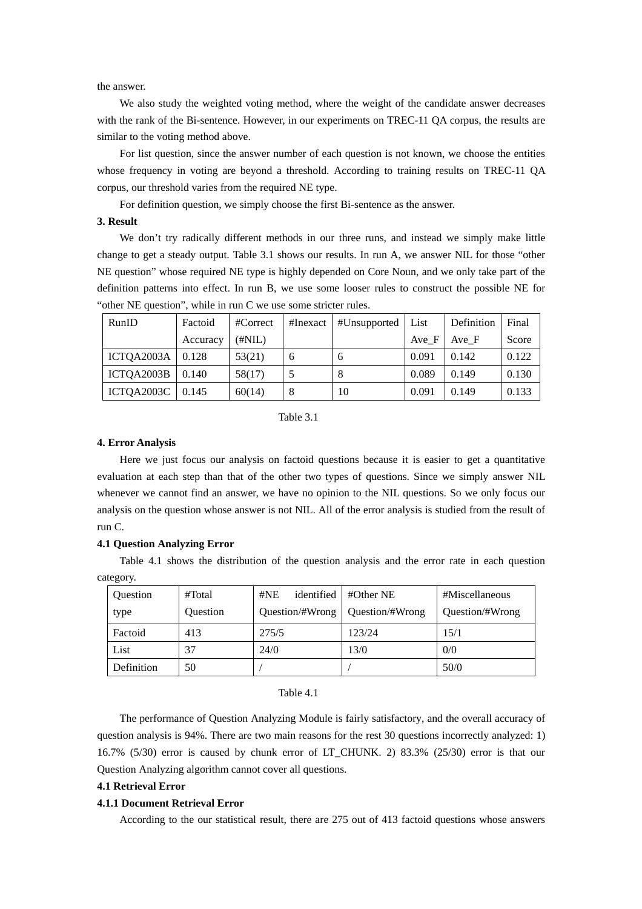the answer.

We also study the weighted voting method, where the weight of the candidate answer decreases with the rank of the Bi-sentence. However, in our experiments on TREC-11 QA corpus, the results are similar to the voting method above.

For list question, since the answer number of each question is not known, we choose the entities whose frequency in voting are beyond a threshold. According to training results on TREC-11 QA corpus, our threshold varies from the required NE type.

For definition question, we simply choose the first Bi-sentence as the answer.

**3. Result**

We don't try radically different methods in our three runs, and instead we simply make little change to get a steady output. Table 3.1 shows our results. In run A, we answer NIL for those "other NE question" whose required NE type is highly depended on Core Noun, and we only take part of the definition patterns into effect. In run B, we use some looser rules to construct the possible NE for "other NE question", while in run C we use some stricter rules.

| RunID | Factoid Accuracy | #Correct (#NIL) | #Inexact | #Unsupported | List Ave_F | Definition Ave_F | Final Score |
|---|---|---|---|---|---|---|---|
| ICTQA2003A | 0.128 | 53(21) | 6 | 6 | 0.091 | 0.142 | 0.122 |
| ICTQA2003B | 0.140 | 58(17) | 5 | 8 | 0.089 | 0.149 | 0.130 |
| ICTQA2003C | 0.145 | 60(14) | 8 | 10 | 0.091 | 0.149 | 0.133 |

Table 3.1

**4. Error Analysis**

Here we just focus our analysis on factoid questions because it is easier to get a quantitative evaluation at each step than that of the other two types of questions. Since we simply answer NIL whenever we cannot find an answer, we have no opinion to the NIL questions. So we only focus our analysis on the question whose answer is not NIL. All of the error analysis is studied from the result of run C.

**4.1 Question Analyzing Error**

Table 4.1 shows the distribution of the question analysis and the error rate in each question category.

| Question type | #Total Question | #NE identified Question/#Wrong | #Other NE Question/#Wrong | #Miscellaneous Question/#Wrong |
|---|---|---|---|---|
| Factoid | 413 | 275/5 | 123/24 | 15/1 |
| List | 37 | 24/0 | 13/0 | 0/0 |
| Definition | 50 | / | / | 50/0 |

Table 4.1

The performance of Question Analyzing Module is fairly satisfactory, and the overall accuracy of question analysis is 94%. There are two main reasons for the rest 30 questions incorrectly analyzed: 1) 16.7% (5/30) error is caused by chunk error of LT_CHUNK. 2) 83.3% (25/30) error is that our Question Analyzing algorithm cannot cover all questions.

**4.1 Retrieval Error**

**4.1.1 Document Retrieval Error**

According to the our statistical result, there are 275 out of 413 factoid questions whose answers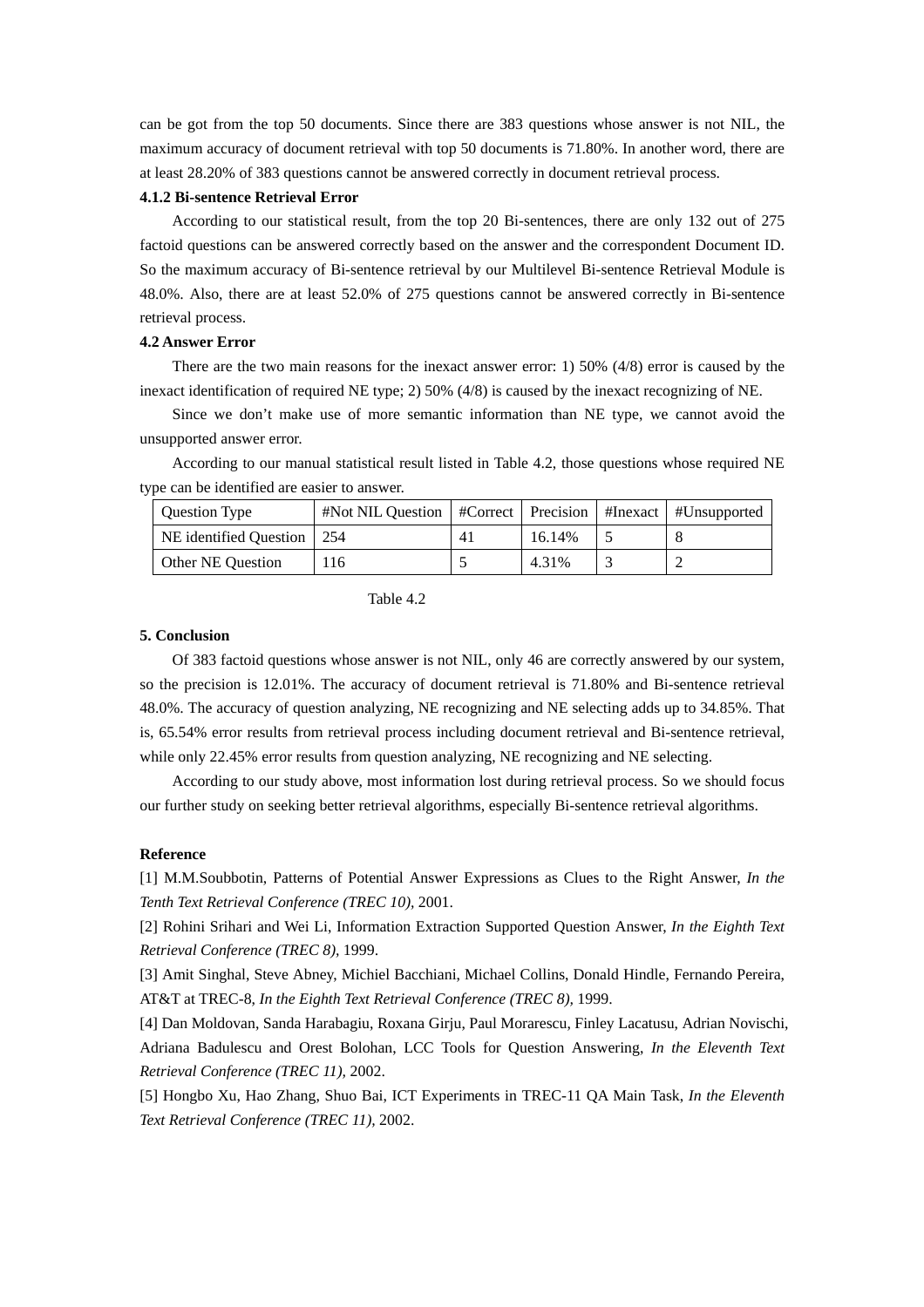can be got from the top 50 documents. Since there are 383 questions whose answer is not NIL, the maximum accuracy of document retrieval with top 50 documents is 71.80%. In another word, there are at least 28.20% of 383 questions cannot be answered correctly in document retrieval process.

#### 4.1.2 Bi-sentence Retrieval Error

According to our statistical result, from the top 20 Bi-sentences, there are only 132 out of 275 factoid questions can be answered correctly based on the answer and the correspondent Document ID. So the maximum accuracy of Bi-sentence retrieval by our Multilevel Bi-sentence Retrieval Module is 48.0%. Also, there are at least 52.0% of 275 questions cannot be answered correctly in Bi-sentence retrieval process.

### 4.2 Answer Error

There are the two main reasons for the inexact answer error: 1) 50% (4/8) error is caused by the inexact identification of required NE type; 2) 50% (4/8) is caused by the inexact recognizing of NE.

Since we don't make use of more semantic information than NE type, we cannot avoid the unsupported answer error.

According to our manual statistical result listed in Table 4.2, those questions whose required NE type can be identified are easier to answer.

| Question Type | #Not NIL Question | #Correct | Precision | #Inexact | #Unsupported |
|---|---|---|---|---|---|
| NE identified Question | 254 | 41 | 16.14% | 5 | 8 |
| Other NE Question | 116 | 5 | 4.31% | 3 | 2 |

Table 4.2

## 5. Conclusion

Of 383 factoid questions whose answer is not NIL, only 46 are correctly answered by our system, so the precision is 12.01%. The accuracy of document retrieval is 71.80% and Bi-sentence retrieval 48.0%. The accuracy of question analyzing, NE recognizing and NE selecting adds up to 34.85%. That is, 65.54% error results from retrieval process including document retrieval and Bi-sentence retrieval, while only 22.45% error results from question analyzing, NE recognizing and NE selecting.

According to our study above, most information lost during retrieval process. So we should focus our further study on seeking better retrieval algorithms, especially Bi-sentence retrieval algorithms.

## Reference

[1] M.M.Soubbotin, Patterns of Potential Answer Expressions as Clues to the Right Answer, *In the Tenth Text Retrieval Conference (TREC 10),* 2001.

[2] Rohini Srihari and Wei Li, Information Extraction Supported Question Answer, *In the Eighth Text Retrieval Conference (TREC 8),* 1999.

[3] Amit Singhal, Steve Abney, Michiel Bacchiani, Michael Collins, Donald Hindle, Fernando Pereira, AT&T at TREC-8, *In the Eighth Text Retrieval Conference (TREC 8),* 1999.

[4] Dan Moldovan, Sanda Harabagiu, Roxana Girju, Paul Morarescu, Finley Lacatusu, Adrian Novischi, Adriana Badulescu and Orest Bolohan, LCC Tools for Question Answering, *In the Eleventh Text Retrieval Conference (TREC 11),* 2002.

[5] Hongbo Xu, Hao Zhang, Shuo Bai, ICT Experiments in TREC-11 QA Main Task, *In the Eleventh Text Retrieval Conference (TREC 11),* 2002.